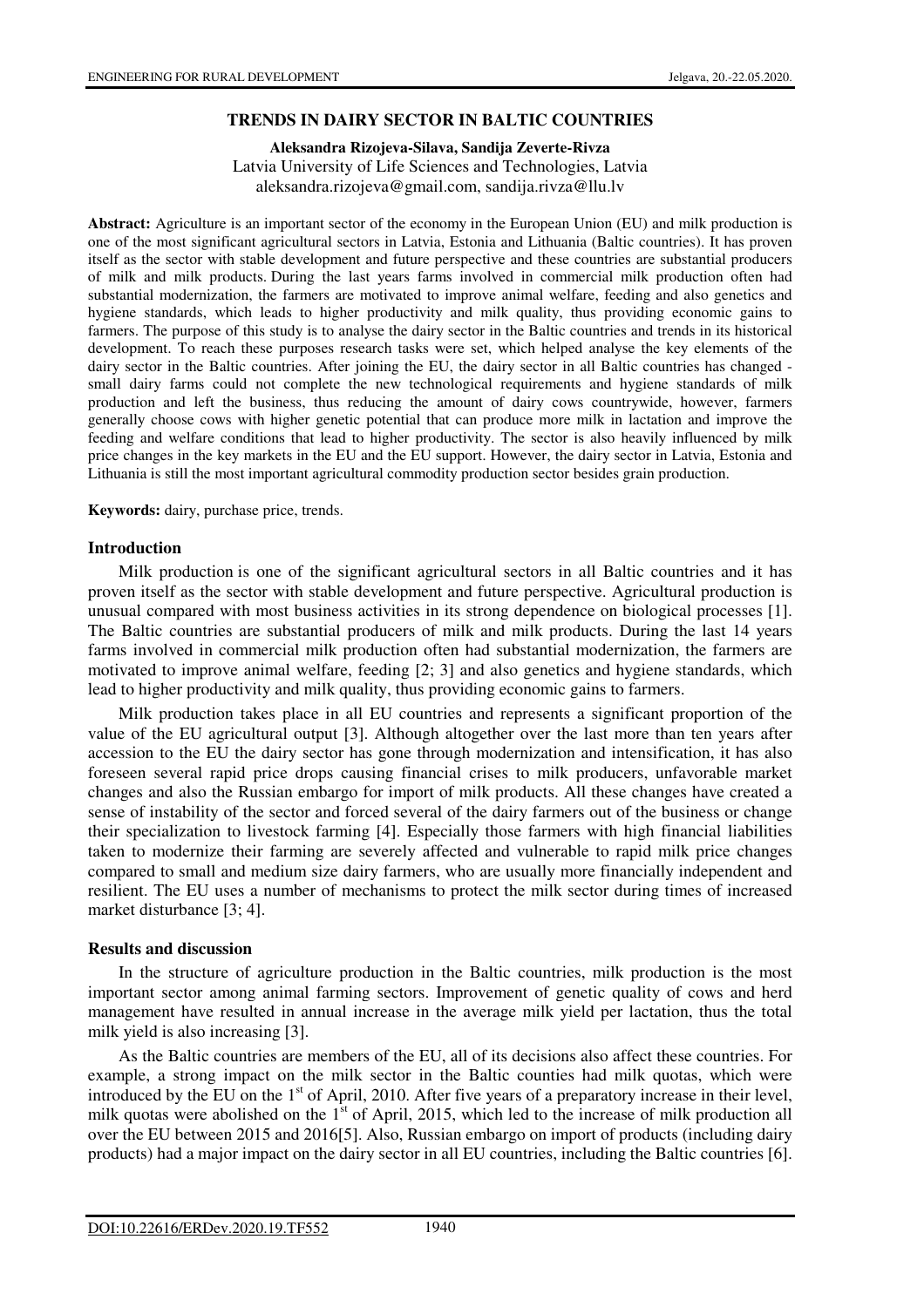# TRENDS IN DAIRY SECTOR IN BALTIC COUNTRIES

**Aleksandra Rizojeva-Silava, Sandija Zeverte-Rivza**
Latvia University of Life Sciences and Technologies, Latvia
aleksandra.rizojeva@gmail.com, sandija.rivza@llu.lv

**Abstract:** Agriculture is an important sector of the economy in the European Union (EU) and milk production is one of the most significant agricultural sectors in Latvia, Estonia and Lithuania (Baltic countries). It has proven itself as the sector with stable development and future perspective and these countries are substantial producers of milk and milk products. During the last years farms involved in commercial milk production often had substantial modernization, the farmers are motivated to improve animal welfare, feeding and also genetics and hygiene standards, which leads to higher productivity and milk quality, thus providing economic gains to farmers. The purpose of this study is to analyse the dairy sector in the Baltic countries and trends in its historical development. To reach these purposes research tasks were set, which helped analyse the key elements of the dairy sector in the Baltic countries. After joining the EU, the dairy sector in all Baltic countries has changed - small dairy farms could not complete the new technological requirements and hygiene standards of milk production and left the business, thus reducing the amount of dairy cows countrywide, however, farmers generally choose cows with higher genetic potential that can produce more milk in lactation and improve the feeding and welfare conditions that lead to higher productivity. The sector is also heavily influenced by milk price changes in the key markets in the EU and the EU support. However, the dairy sector in Latvia, Estonia and Lithuania is still the most important agricultural commodity production sector besides grain production.

**Keywords:** dairy, purchase price, trends.

## Introduction

Milk production is one of the significant agricultural sectors in all Baltic countries and it has proven itself as the sector with stable development and future perspective. Agricultural production is unusual compared with most business activities in its strong dependence on biological processes [1]. The Baltic countries are substantial producers of milk and milk products. During the last 14 years farms involved in commercial milk production often had substantial modernization, the farmers are motivated to improve animal welfare, feeding [2; 3] and also genetics and hygiene standards, which lead to higher productivity and milk quality, thus providing economic gains to farmers.

Milk production takes place in all EU countries and represents a significant proportion of the value of the EU agricultural output [3]. Although altogether over the last more than ten years after accession to the EU the dairy sector has gone through modernization and intensification, it has also foreseen several rapid price drops causing financial crises to milk producers, unfavorable market changes and also the Russian embargo for import of milk products. All these changes have created a sense of instability of the sector and forced several of the dairy farmers out of the business or change their specialization to livestock farming [4]. Especially those farmers with high financial liabilities taken to modernize their farming are severely affected and vulnerable to rapid milk price changes compared to small and medium size dairy farmers, who are usually more financially independent and resilient. The EU uses a number of mechanisms to protect the milk sector during times of increased market disturbance [3; 4].

## Results and discussion

In the structure of agriculture production in the Baltic countries, milk production is the most important sector among animal farming sectors. Improvement of genetic quality of cows and herd management have resulted in annual increase in the average milk yield per lactation, thus the total milk yield is also increasing [3].

As the Baltic countries are members of the EU, all of its decisions also affect these countries. For example, a strong impact on the milk sector in the Baltic counties had milk quotas, which were introduced by the EU on the 1st of April, 2010. After five years of a preparatory increase in their level, milk quotas were abolished on the 1st of April, 2015, which led to the increase of milk production all over the EU between 2015 and 2016[5]. Also, Russian embargo on import of products (including dairy products) had a major impact on the dairy sector in all EU countries, including the Baltic countries [6].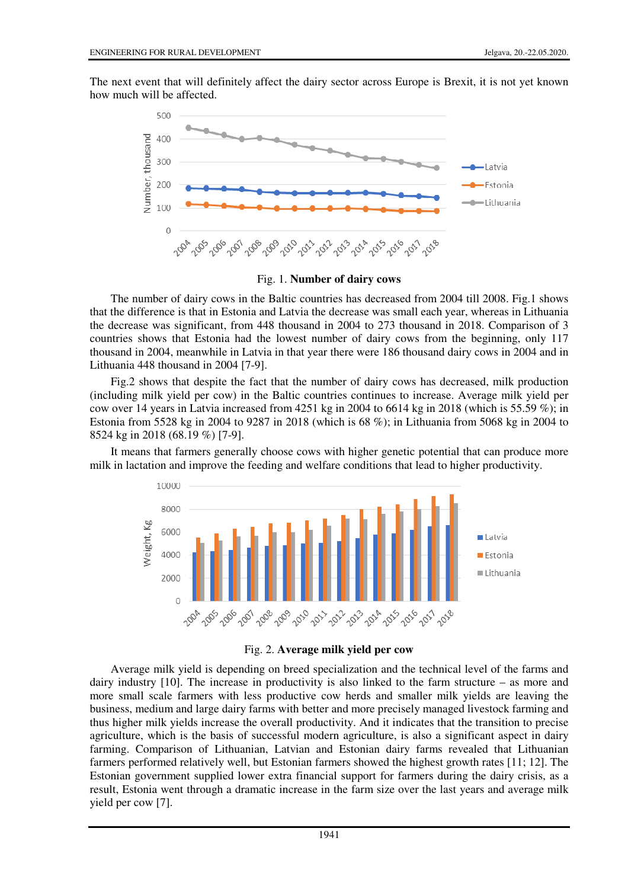The next event that will definitely affect the dairy sector across Europe is Brexit, it is not yet known how much will be affected.

Fig. 1. **Number of dairy cows**

The number of dairy cows in the Baltic countries has decreased from 2004 till 2008. Fig.1 shows that the difference is that in Estonia and Latvia the decrease was small each year, whereas in Lithuania the decrease was significant, from 448 thousand in 2004 to 273 thousand in 2018. Comparison of 3 countries shows that Estonia had the lowest number of dairy cows from the beginning, only 117 thousand in 2004, meanwhile in Latvia in that year there were 186 thousand dairy cows in 2004 and in Lithuania 448 thousand in 2004 [7-9].

Fig.2 shows that despite the fact that the number of dairy cows has decreased, milk production (including milk yield per cow) in the Baltic countries continues to increase. Average milk yield per cow over 14 years in Latvia increased from 4251 kg in 2004 to 6614 kg in 2018 (which is 55.59 %); in Estonia from 5528 kg in 2004 to 9287 in 2018 (which is 68 %); in Lithuania from 5068 kg in 2004 to 8524 kg in 2018 (68.19 %) [7-9].

It means that farmers generally choose cows with higher genetic potential that can produce more milk in lactation and improve the feeding and welfare conditions that lead to higher productivity.

Fig. 2. **Average milk yield per cow**

Average milk yield is depending on breed specialization and the technical level of the farms and dairy industry [10]. The increase in productivity is also linked to the farm structure – as more and more small scale farmers with less productive cow herds and smaller milk yields are leaving the business, medium and large dairy farms with better and more precisely managed livestock farming and thus higher milk yields increase the overall productivity. And it indicates that the transition to precise agriculture, which is the basis of successful modern agriculture, is also a significant aspect in dairy farming. Comparison of Lithuanian, Latvian and Estonian dairy farms revealed that Lithuanian farmers performed relatively well, but Estonian farmers showed the highest growth rates [11; 12]. The Estonian government supplied lower extra financial support for farmers during the dairy crisis, as a result, Estonia went through a dramatic increase in the farm size over the last years and average milk yield per cow [7].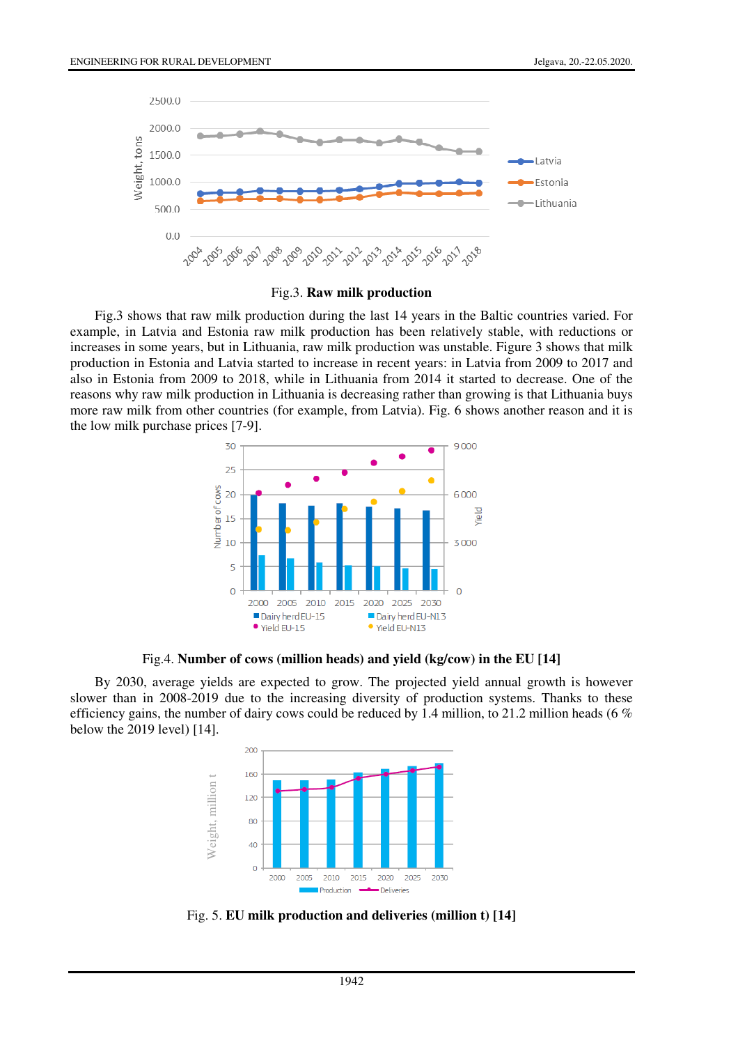Fig.3. **Raw milk production**

Fig.3 shows that raw milk production during the last 14 years in the Baltic countries varied. For example, in Latvia and Estonia raw milk production has been relatively stable, with reductions or increases in some years, but in Lithuania, raw milk production was unstable. Figure 3 shows that milk production in Estonia and Latvia started to increase in recent years: in Latvia from 2009 to 2017 and also in Estonia from 2009 to 2018, while in Lithuania from 2014 it started to decrease. One of the reasons why raw milk production in Lithuania is decreasing rather than growing is that Lithuania buys more raw milk from other countries (for example, from Latvia). Fig. 6 shows another reason and it is the low milk purchase prices [7-9].

Fig.4. **Number of cows (million heads) and yield (kg/cow) in the EU [14]**

By 2030, average yields are expected to grow. The projected yield annual growth is however slower than in 2008-2019 due to the increasing diversity of production systems. Thanks to these efficiency gains, the number of dairy cows could be reduced by 1.4 million, to 21.2 million heads (6 % below the 2019 level) [14].

Fig. 5. **EU milk production and deliveries (million t) [14]**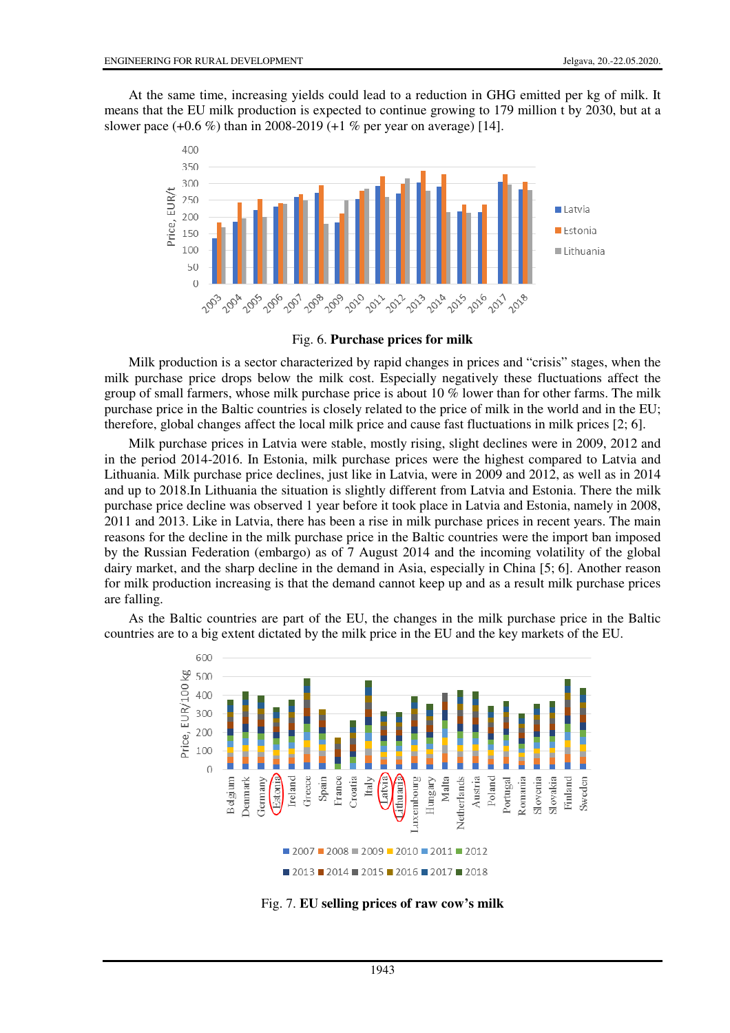At the same time, increasing yields could lead to a reduction in GHG emitted per kg of milk. It means that the EU milk production is expected to continue growing to 179 million t by 2030, but at a slower pace (+0.6 %) than in 2008-2019 (+1 % per year on average) [14].

Fig. 6. **Purchase prices for milk**

Milk production is a sector characterized by rapid changes in prices and "crisis" stages, when the milk purchase price drops below the milk cost. Especially negatively these fluctuations affect the group of small farmers, whose milk purchase price is about 10 % lower than for other farms. The milk purchase price in the Baltic countries is closely related to the price of milk in the world and in the EU; therefore, global changes affect the local milk price and cause fast fluctuations in milk prices [2; 6].

Milk purchase prices in Latvia were stable, mostly rising, slight declines were in 2009, 2012 and in the period 2014-2016. In Estonia, milk purchase prices were the highest compared to Latvia and Lithuania. Milk purchase price declines, just like in Latvia, were in 2009 and 2012, as well as in 2014 and up to 2018.In Lithuania the situation is slightly different from Latvia and Estonia. There the milk purchase price decline was observed 1 year before it took place in Latvia and Estonia, namely in 2008, 2011 and 2013. Like in Latvia, there has been a rise in milk purchase prices in recent years. The main reasons for the decline in the milk purchase price in the Baltic countries were the import ban imposed by the Russian Federation (embargo) as of 7 August 2014 and the incoming volatility of the global dairy market, and the sharp decline in the demand in Asia, especially in China [5; 6]. Another reason for milk production increasing is that the demand cannot keep up and as a result milk purchase prices are falling.

As the Baltic countries are part of the EU, the changes in the milk purchase price in the Baltic countries are to a big extent dictated by the milk price in the EU and the key markets of the EU.

Fig. 7. **EU selling prices of raw cow's milk**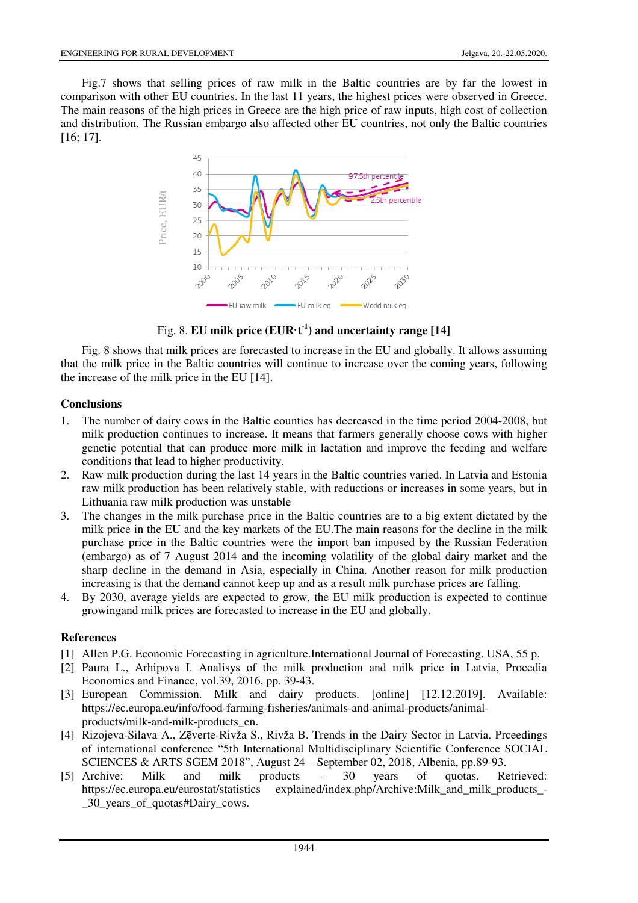Fig.7 shows that selling prices of raw milk in the Baltic countries are by far the lowest in comparison with other EU countries. In the last 11 years, the highest prices were observed in Greece. The main reasons of the high prices in Greece are the high price of raw inputs, high cost of collection and distribution. The Russian embargo also affected other EU countries, not only the Baltic countries [16; 17].

Fig. 8. **EU milk price (EUR·t$^{-1}$) and uncertainty range [14]**

Fig. 8 shows that milk prices are forecasted to increase in the EU and globally. It allows assuming that the milk price in the Baltic countries will continue to increase over the coming years, following the increase of the milk price in the EU [14].

## Conclusions

1. The number of dairy cows in the Baltic counties has decreased in the time period 2004-2008, but milk production continues to increase. It means that farmers generally choose cows with higher genetic potential that can produce more milk in lactation and improve the feeding and welfare conditions that lead to higher productivity.
2. Raw milk production during the last 14 years in the Baltic countries varied. In Latvia and Estonia raw milk production has been relatively stable, with reductions or increases in some years, but in Lithuania raw milk production was unstable
3. The changes in the milk purchase price in the Baltic countries are to a big extent dictated by the milk price in the EU and the key markets of the EU.The main reasons for the decline in the milk purchase price in the Baltic countries were the import ban imposed by the Russian Federation (embargo) as of 7 August 2014 and the incoming volatility of the global dairy market and the sharp decline in the demand in Asia, especially in China. Another reason for milk production increasing is that the demand cannot keep up and as a result milk purchase prices are falling.
4. By 2030, average yields are expected to grow, the EU milk production is expected to continue growingand milk prices are forecasted to increase in the EU and globally.

## References

[1] Allen P.G. Economic Forecasting in agriculture.International Journal of Forecasting. USA, 55 p.

[2] Paura L., Arhipova I. Analisys of the milk production and milk price in Latvia, Procedia Economics and Finance, vol.39, 2016, pp. 39-43.

[3] European Commission. Milk and dairy products. [online] [12.12.2019]. Available: https://ec.europa.eu/info/food-farming-fisheries/animals-and-animal-products/animal-products/milk-and-milk-products_en.

[4] Rizojeva-Silava A., Zēverte-Rivža S., Rivža B. Trends in the Dairy Sector in Latvia. Prceedings of international conference "5th International Multidisciplinary Scientific Conference SOCIAL SCIENCES & ARTS SGEM 2018", August 24 – September 02, 2018, Albenia, pp.89-93.

[5] Archive: Milk and milk products – 30 years of quotas. Retrieved: https://ec.europa.eu/eurostat/statistics explained/index.php/Archive:Milk_and_milk_products_-_30_years_of_quotas#Dairy_cows.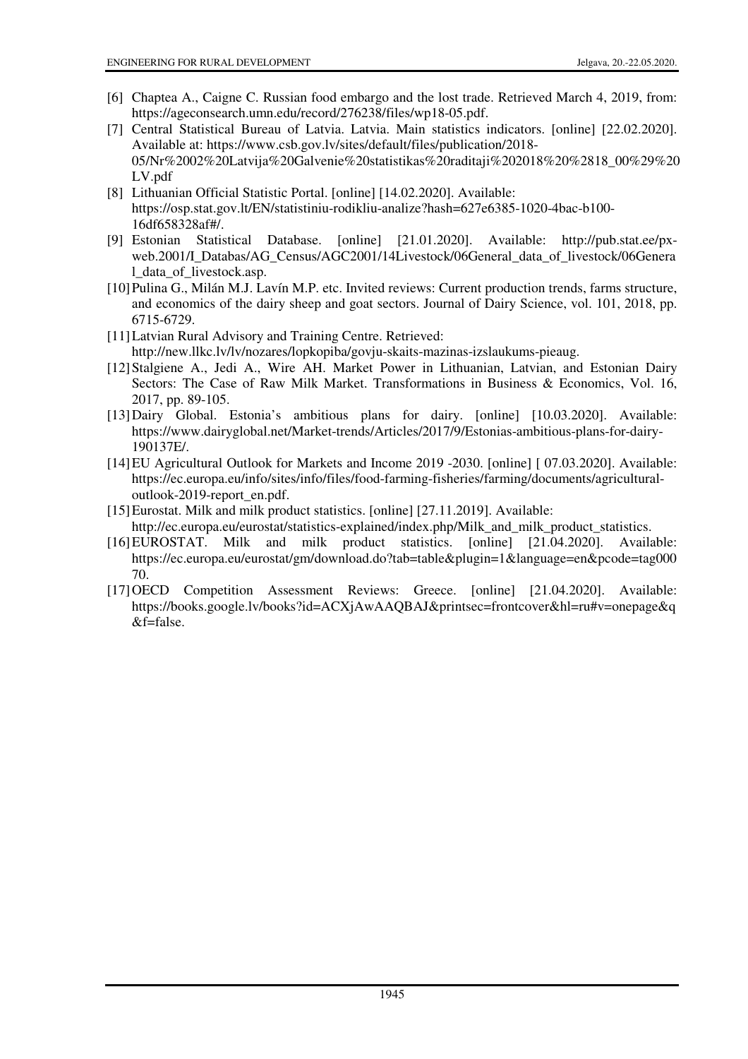[6] Chaptea A., Caigne C. Russian food embargo and the lost trade. Retrieved March 4, 2019, from: https://ageconsearch.umn.edu/record/276238/files/wp18-05.pdf.

[7] Central Statistical Bureau of Latvia. Latvia. Main statistics indicators. [online] [22.02.2020]. Available at: https://www.csb.gov.lv/sites/default/files/publication/2018-05/Nr%2002%20Latvija%20Galvenie%20statistikas%20raditaji%202018%20%2818_00%29%20LV.pdf

[8] Lithuanian Official Statistic Portal. [online] [14.02.2020]. Available: https://osp.stat.gov.lt/EN/statistiniu-rodikliu-analize?hash=627e6385-1020-4bac-b100-16df658328af#/.

[9] Estonian Statistical Database. [online] [21.01.2020]. Available: http://pub.stat.ee/px-web.2001/I_Databas/AG_Census/AGC2001/14Livestock/06General_data_of_livestock/06General_data_of_livestock.asp.

[10] Pulina G., Milán M.J. Lavín M.P. etc. Invited reviews: Current production trends, farms structure, and economics of the dairy sheep and goat sectors. Journal of Dairy Science, vol. 101, 2018, pp. 6715-6729.

[11] Latvian Rural Advisory and Training Centre. Retrieved: http://new.llkc.lv/lv/nozares/lopkopiba/govju-skaits-mazinas-izslaukums-pieaug.

[12] Stalgiene A., Jedi A., Wire AH. Market Power in Lithuanian, Latvian, and Estonian Dairy Sectors: The Case of Raw Milk Market. Transformations in Business & Economics, Vol. 16, 2017, pp. 89-105.

[13] Dairy Global. Estonia's ambitious plans for dairy. [online] [10.03.2020]. Available: https://www.dairyglobal.net/Market-trends/Articles/2017/9/Estonias-ambitious-plans-for-dairy-190137E/.

[14] EU Agricultural Outlook for Markets and Income 2019 -2030. [online] [ 07.03.2020]. Available: https://ec.europa.eu/info/sites/info/files/food-farming-fisheries/farming/documents/agricultural-outlook-2019-report_en.pdf.

[15] Eurostat. Milk and milk product statistics. [online] [27.11.2019]. Available: http://ec.europa.eu/eurostat/statistics-explained/index.php/Milk_and_milk_product_statistics.

[16] EUROSTAT. Milk and milk product statistics. [online] [21.04.2020]. Available: https://ec.europa.eu/eurostat/gm/download.do?tab=table&plugin=1&language=en&pcode=tag00070.

[17] OECD Competition Assessment Reviews: Greece. [online] [21.04.2020]. Available: https://books.google.lv/books?id=ACXjAwAAQBAJ&printsec=frontcover&hl=ru#v=onepage&q&f=false.